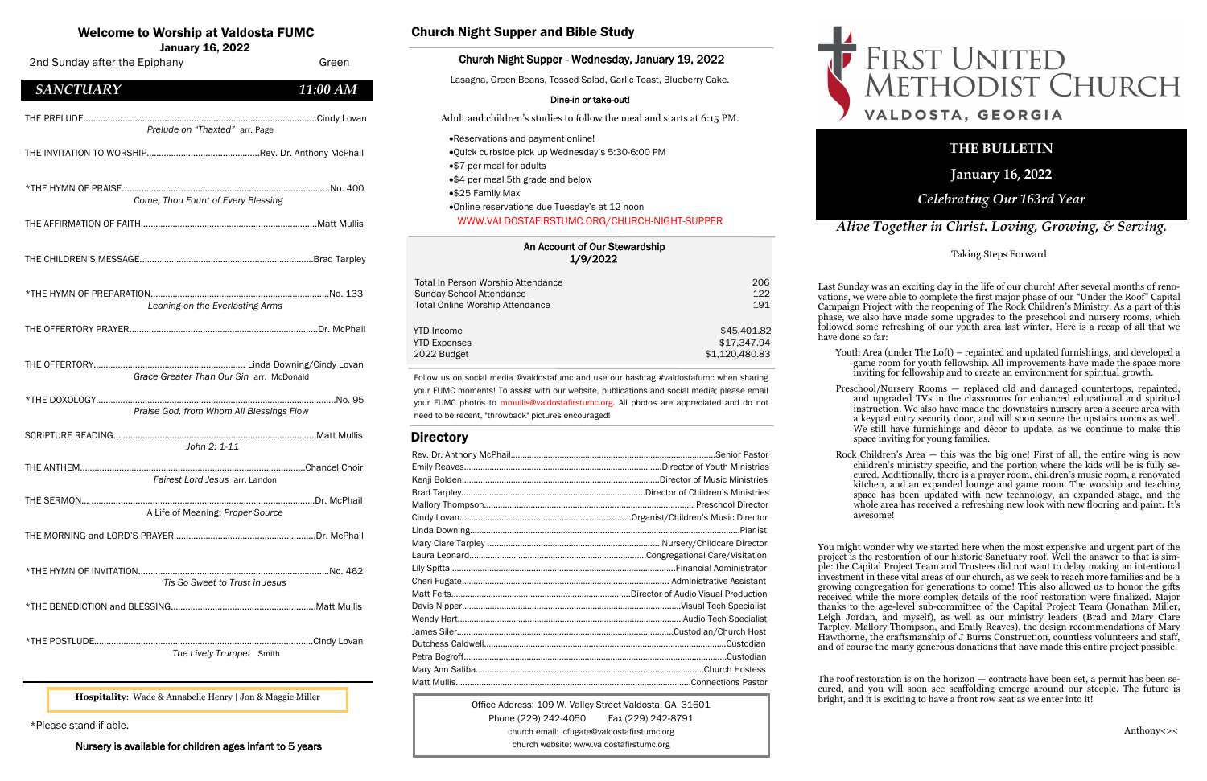# Welcome to Worship at Valdosta FUMC

**January 16, 2022**

2nd Sunday after the Epiphany — Green

## *SANCTUARY* — *11:00 AM*

THE PRELUDE.......Cindy Lovan
*Prelude on "Thaxted"* arr. Page

THE INVITATION TO WORSHIP.......Rev. Dr. Anthony McPhail

*THE HYMN OF PRAISE.......No. 400
*Come, Thou Fount of Every Blessing*

THE AFFIRMATION OF FAITH.......Matt Mullis

THE CHILDREN'S MESSAGE.......Brad Tarpley

*THE HYMN OF PREPARATION.......No. 133
*Leaning on the Everlasting Arms*

THE OFFERTORY PRAYER.......Dr. McPhail

THE OFFERTORY.......Linda Downing/Cindy Lovan
*Grace Greater Than Our Sin* arr. McDonald

*THE DOXOLOGY.......No. 95
*Praise God, from Whom All Blessings Flow*

SCRIPTURE READING.......Matt Mullis
*John 2: 1-11*

THE ANTHEM.......Chancel Choir
*Fairest Lord Jesus* arr. Landon

THE SERMON.......Dr. McPhail
A Life of Meaning: *Proper Source*

THE MORNING and LORD'S PRAYER.......Dr. McPhail

*THE HYMN OF INVITATION.......No. 462
*'Tis So Sweet to Trust in Jesus*

*THE BENEDICTION and BLESSING.......Matt Mullis

*THE POSTLUDE.......Cindy Lovan
*The Lively Trumpet* Smith

**Hospitality**: Wade & Annabelle Henry | Jon & Maggie Miller

*Please stand if able.

Nursery is available for children ages infant to 5 years

## Church Night Supper and Bible Study

### Church Night Supper - Wednesday, January 19, 2022

Lasagna, Green Beans, Tossed Salad, Garlic Toast, Blueberry Cake.

**Dine-in or take-out!**

Adult and children's studies to follow the meal and starts at 6:15 PM.

- Reservations and payment online!
- Quick curbside pick up Wednesday's 5:30-6:00 PM
- $7 per meal for adults
- $4 per meal 5th grade and below
- $25 Family Max
- Online reservations due Tuesday's at 12 noon

WWW.VALDOSTAFIRSTUMC.ORG/CHURCH-NIGHT-SUPPER

### An Account of Our Stewardship 1/9/2022

| | |
|---|---|
| Total In Person Worship Attendance | 206 |
| Sunday School Attendance | 122 |
| Total Online Worship Attendance | 191 |
| YTD Income | $45,401.82 |
| YTD Expenses | $17,347.94 |
| 2022 Budget | $1,120,480.83 |

Follow us on social media @valdostafumc and use our hashtag #valdostafumc when sharing your FUMC moments! To assist with our website, publications and social media; please email your FUMC photos to mmullis@valdostafirstumc.org. All photos are appreciated and do not need to be recent, "throwback" pictures encouraged!

## Directory

| | |
|---|---|
| Rev. Dr. Anthony McPhail | Senior Pastor |
| Emily Reaves | Director of Youth Ministries |
| Kenji Bolden | Director of Music Ministries |
| Brad Tarpley | Director of Children's Ministries |
| Mallory Thompson | Preschool Director |
| Cindy Lovan | Organist/Children's Music Director |
| Linda Downing | Pianist |
| Mary Clare Tarpley | Nursery/Childcare Director |
| Laura Leonard | Congregational Care/Visitation |
| Lily Spittal | Financial Administrator |
| Cheri Fugate | Administrative Assistant |
| Matt Felts | Director of Audio Visual Production |
| Davis Nipper | Visual Tech Specialist |
| Wendy Hart | Audio Tech Specialist |
| James Siler | Custodian/Church Host |
| Dutchess Caldwell | Custodian |
| Petra Bogroff | Custodian |
| Mary Ann Saliba | Church Hostess |
| Matt Mullis | Connections Pastor |

Office Address: 109 W. Valley Street Valdosta, GA 31601
Phone (229) 242-4050 Fax (229) 242-8791
church email: cfugate@valdostafirstumc.org
church website: www.valdostafirstumc.org

# FIRST UNITED METHODIST CHURCH
VALDOSTA, GEORGIA

## THE BULLETIN

**January 16, 2022**

*Celebrating Our 163rd Year*

*Alive Together in Christ. Loving, Growing, & Serving.*

Taking Steps Forward

Last Sunday was an exciting day in the life of our church! After several months of renovations, we were able to complete the first major phase of our "Under the Roof" Capital Campaign Project with the reopening of The Rock Children's Ministry. As a part of this phase, we also have made some upgrades to the preschool and nursery rooms, which followed some refreshing of our youth area last winter. Here is a recap of all that we have done so far:

- Youth Area (under The Loft) – repainted and updated furnishings, and developed a game room for youth fellowship. All improvements have made the space more inviting for fellowship and to create an environment for spiritual growth.
- Preschool/Nursery Rooms — replaced old and damaged countertops, repainted, and upgraded TVs in the classrooms for enhanced educational and spiritual instruction. We also have made the downstairs nursery area a secure area with a keypad entry security door, and will soon secure the upstairs rooms as well. We still have furnishings and décor to update, as we continue to make this space inviting for young families.
- Rock Children's Area — this was the big one! First of all, the entire wing is now children's ministry specific, and the portion where the kids will be is fully secured. Additionally, there is a prayer room, children's music room, a renovated kitchen, and an expanded lounge and game room. The worship and teaching space has been updated with new technology, an expanded stage, and the whole area has received a refreshing new look with new flooring and paint. It's awesome!

You might wonder why we started here when the most expensive and urgent part of the project is the restoration of our historic Sanctuary roof. Well the answer to that is simple: the Capital Project Team and Trustees did not want to delay making an intentional investment in these vital areas of our church, as we seek to reach more families and be a growing congregation for generations to come! This also allowed us to honor the gifts received while the more complex details of the roof restoration were finalized. Major thanks to the age-level sub-committee of the Capital Project Team (Jonathan Miller, Leigh Jordan, and myself), as well as our ministry leaders (Brad and Mary Clare Tarpley, Mallory Thompson, and Emily Reaves), the design recommendations of Mary Hawthorne, the craftsmanship of J Burns Construction, countless volunteers and staff, and of course the many generous donations that have made this entire project possible.

The roof restoration is on the horizon — contracts have been set, a permit has been secured, and you will soon see scaffolding emerge around our steeple. The future is bright, and it is exciting to have a front row seat as we enter into it!

Anthony<><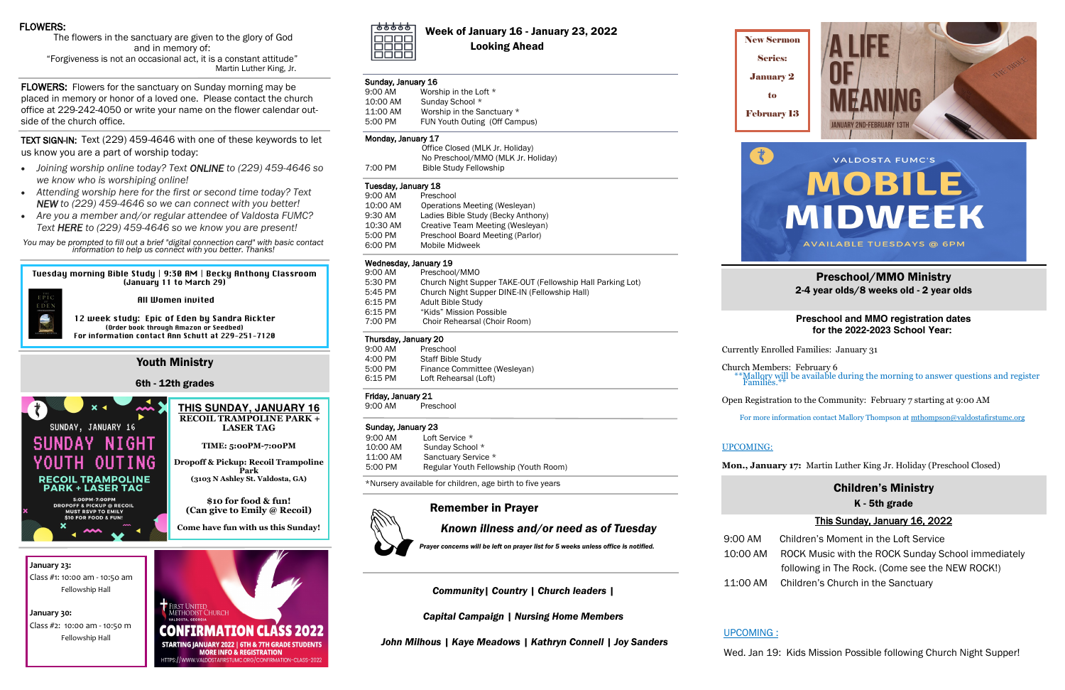**FLOWERS:**

The flowers in the sanctuary are given to the glory of God and in memory of:

"Forgiveness is not an occasional act, it is a constant attitude"

Martin Luther King, Jr.

**FLOWERS:** Flowers for the sanctuary on Sunday morning may be placed in memory or honor of a loved one. Please contact the church office at 229-242-4050 or write your name on the flower calendar outside of the church office.

**TEXT SIGN-IN:** Text (229) 459-4646 with one of these keywords to let us know you are a part of worship today:

- *Joining worship online today? Text **ONLINE** to (229) 459-4646 so we know who is worshiping online!*
- *Attending worship here for the first or second time today? Text **NEW** to (229) 459-4646 so we can connect with you better!*
- *Are you a member and/or regular attendee of Valdosta FUMC? Text **HERE** to (229) 459-4646 so we know you are present!*

*You may be prompted to fill out a brief "digital connection card" with basic contact information to help us connect with you better. Thanks!*

**Tuesday morning Bible Study | 9:30 AM | Becky Anthony Classroom (January 11 to March 29)**

**All Women invited**

**12 week study: Epic of Eden by Sandra Richter**
(Order book through Amazon or Seedbed)
For information contact Ann Schutt at 229-251-7120

## Youth Ministry

**6th - 12th grades**

SUNDAY, JANUARY 16
SUNDAY NIGHT YOUTH OUTING
RECOIL TRAMPOLINE PARK + LASER TAG
5:00PM-7:00PM
DROPOFF & PICKUP @ RECOIL
MUST RSVP TO EMILY
$10 FOR FOOD & FUN!

**THIS SUNDAY, JANUARY 16**
**RECOIL TRAMPOLINE PARK + LASER TAG**

**TIME: 5:00PM-7:00PM**

**Dropoff & Pickup: Recoil Trampoline Park**
**(3103 N Ashley St. Valdosta, GA)**

**$10 for food & fun!**
**(Can give to Emily @ Recoil)**

**Come have fun with us this Sunday!**

**January 23:**
Class #1: 10:00 am - 10:50 am
Fellowship Hall

**January 30:**
Class #2: 10:00 am - 10:50 m
Fellowship Hall

FIRST UNITED METHODIST CHURCH VALDOSTA, GEORGIA
CONFIRMATION CLASS 2022
STARTING JANUARY 2022 | 6TH & 7TH GRADE STUDENTS
MORE INFO & REGISTRATION
HTTPS://WWW.VALDOSTAFIRSTUMC.ORG/CONFIRMATION-CLASS-2022

## Week of January 16 - January 23, 2022
### Looking Ahead

**Sunday, January 16**

| | |
|---|---|
| 9:00 AM | Worship in the Loft * |
| 10:00 AM | Sunday School * |
| 11:00 AM | Worship in the Sanctuary * |
| 5:00 PM | FUN Youth Outing (Off Campus) |

**Monday, January 17**

| | |
|---|---|
| | Office Closed (MLK Jr. Holiday) |
| | No Preschool/MMO (MLK Jr. Holiday) |
| 7:00 PM | Bible Study Fellowship |

**Tuesday, January 18**

| | |
|---|---|
| 9:00 AM | Preschool |
| 10:00 AM | Operations Meeting (Wesleyan) |
| 9:30 AM | Ladies Bible Study (Becky Anthony) |
| 10:30 AM | Creative Team Meeting (Wesleyan) |
| 5:00 PM | Preschool Board Meeting (Parlor) |
| 6:00 PM | Mobile Midweek |

**Wednesday, January 19**

| | |
|---|---|
| 9:00 AM | Preschool/MMO |
| 5:30 PM | Church Night Supper TAKE-OUT (Fellowship Hall Parking Lot) |
| 5:45 PM | Church Night Supper DINE-IN (Fellowship Hall) |
| 6:15 PM | Adult Bible Study |
| 6:15 PM | "Kids" Mission Possible |
| 7:00 PM | Choir Rehearsal (Choir Room) |

**Thursday, January 20**

| | |
|---|---|
| 9:00 AM | Preschool |
| 4:00 PM | Staff Bible Study |
| 5:00 PM | Finance Committee (Wesleyan) |
| 6:15 PM | Loft Rehearsal (Loft) |

**Friday, January 21**

| | |
|---|---|
| 9:00 AM | Preschool |

**Sunday, January 23**

| | |
|---|---|
| 9:00 AM | Loft Service * |
| 10:00 AM | Sunday School * |
| 11:00 AM | Sanctuary Service * |
| 5:00 PM | Regular Youth Fellowship (Youth Room) |

*Nursery available for children, age birth to five years

## Remember in Prayer

***Known illness and/or need as of Tuesday***

***Prayer concerns will be left on prayer list for 5 weeks unless office is notified.***

***Community| Country | Church leaders |***

***Capital Campaign | Nursing Home Members***

***John Milhous | Kaye Meadows | Kathryn Connell | Joy Sanders***

**New Sermon Series: January 2 to February 13**

A LIFE OF MEANING
JANUARY 2ND-FEBRUARY 13TH

VALDOSTA FUMC'S
MOBILE MIDWEEK
AVAILABLE TUESDAYS @ 6PM

## Preschool/MMO Ministry

**2-4 year olds/8 weeks old - 2 year olds**

**Preschool and MMO registration dates for the 2022-2023 School Year:**

Currently Enrolled Families: January 31

Church Members: February 6
**Mallory will be available during the morning to answer questions and register Families.**

Open Registration to the Community: February 7 starting at 9:00 AM

For more information contact Mallory Thompson at mthompson@valdostafirstumc.org

UPCOMING:

**Mon., January 17:** Martin Luther King Jr. Holiday (Preschool Closed)

## Children's Ministry

**K - 5th grade**

This Sunday, January 16, 2022

| | |
|---|---|
| 9:00 AM | Children's Moment in the Loft Service |
| 10:00 AM | ROCK Music with the ROCK Sunday School immediately following in The Rock. (Come see the NEW ROCK!) |
| 11:00 AM | Children's Church in the Sanctuary |

UPCOMING :

Wed. Jan 19: Kids Mission Possible following Church Night Supper!